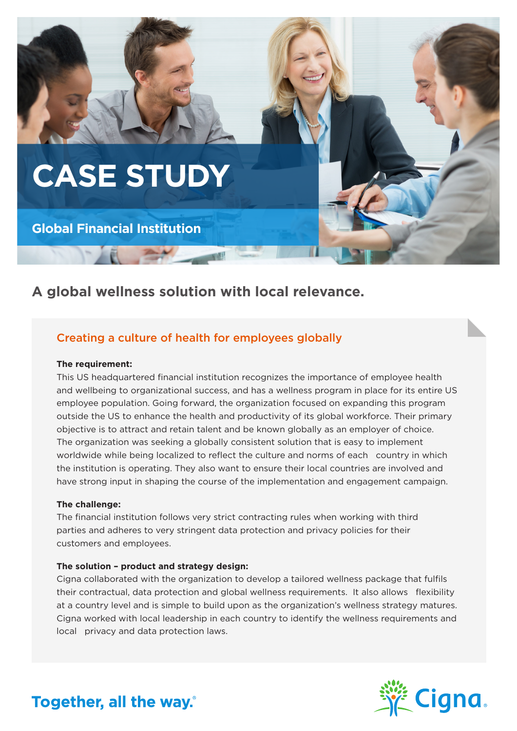# CASE STUDY

## Global Financial Institution

## A global wellness solution with local relevance.

### Creating a culture of health for employees globally

**The requirement:**

This US headquartered financial institution recognizes the importance of employee health and wellbeing to organizational success, and has a wellness program in place for its entire US employee population. Going forward, the organization focused on expanding this program outside the US to enhance the health and productivity of its global workforce. Their primary objective is to attract and retain talent and be known globally as an employer of choice. The organization was seeking a globally consistent solution that is easy to implement worldwide while being localized to reflect the culture and norms of each country in which the institution is operating. They also want to ensure their local countries are involved and have strong input in shaping the course of the implementation and engagement campaign.

**The challenge:**

The financial institution follows very strict contracting rules when working with third parties and adheres to very stringent data protection and privacy policies for their customers and employees.

**The solution – product and strategy design:**

Cigna collaborated with the organization to develop a tailored wellness package that fulfils their contractual, data protection and global wellness requirements. It also allows flexibility at a country level and is simple to build upon as the organization's wellness strategy matures. Cigna worked with local leadership in each country to identify the wellness requirements and local privacy and data protection laws.

Together, all the way.®

Cigna®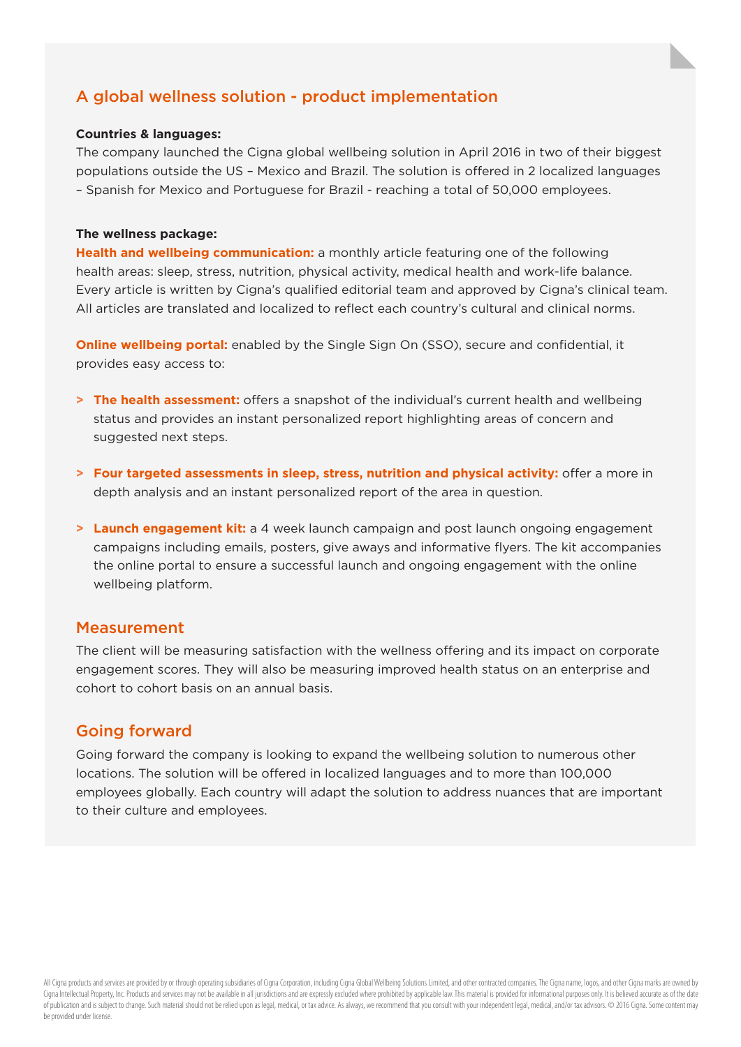## A global wellness solution - product implementation

**Countries & languages:**

The company launched the Cigna global wellbeing solution in April 2016 in two of their biggest populations outside the US – Mexico and Brazil. The solution is offered in 2 localized languages – Spanish for Mexico and Portuguese for Brazil - reaching a total of 50,000 employees.

**The wellness package:**

**Health and wellbeing communication:** a monthly article featuring one of the following health areas: sleep, stress, nutrition, physical activity, medical health and work-life balance. Every article is written by Cigna's qualified editorial team and approved by Cigna's clinical team. All articles are translated and localized to reflect each country's cultural and clinical norms.

**Online wellbeing portal:** enabled by the Single Sign On (SSO), secure and confidential, it provides easy access to:

- **The health assessment:** offers a snapshot of the individual's current health and wellbeing status and provides an instant personalized report highlighting areas of concern and suggested next steps.
- **Four targeted assessments in sleep, stress, nutrition and physical activity:** offer a more in depth analysis and an instant personalized report of the area in question.
- **Launch engagement kit:** a 4 week launch campaign and post launch ongoing engagement campaigns including emails, posters, give aways and informative flyers. The kit accompanies the online portal to ensure a successful launch and ongoing engagement with the online wellbeing platform.

## Measurement

The client will be measuring satisfaction with the wellness offering and its impact on corporate engagement scores. They will also be measuring improved health status on an enterprise and cohort to cohort basis on an annual basis.

## Going forward

Going forward the company is looking to expand the wellbeing solution to numerous other locations. The solution will be offered in localized languages and to more than 100,000 employees globally. Each country will adapt the solution to address nuances that are important to their culture and employees.

All Cigna products and services are provided by or through operating subsidiaries of Cigna Corporation, including Cigna Global Wellbeing Solutions Limited, and other contracted companies. The Cigna name, logos, and other Cigna marks are owned by Cigna Intellectual Property, Inc. Products and services may not be available in all jurisdictions and are expressly excluded where prohibited by applicable law. This material is provided for informational purposes only. It is believed accurate as of the date of publication and is subject to change. Such material should not be relied upon as legal, medical, or tax advice. As always, we recommend that you consult with your independent legal, medical, and/or tax advisors. © 2016 Cigna. Some content may be provided under license.